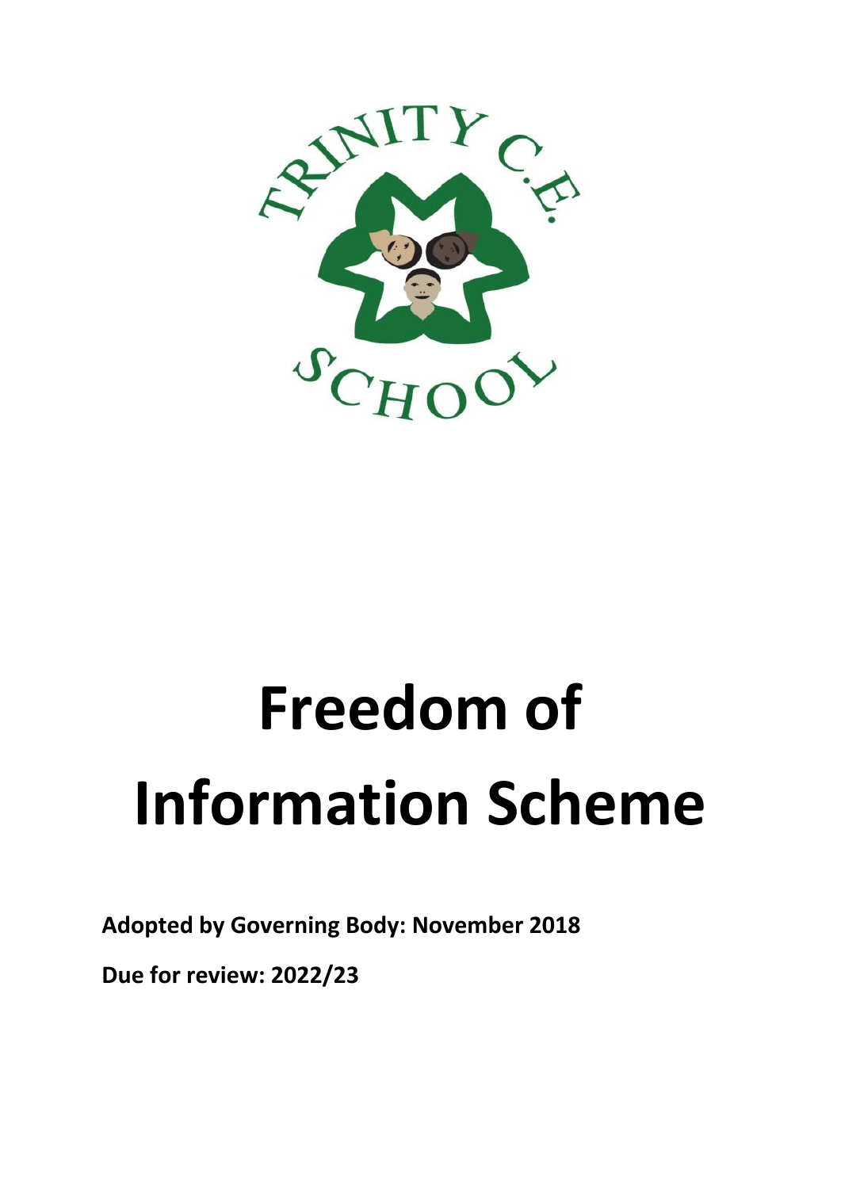TRINITY C.E. SCHOOL

# Freedom of Information Scheme

**Adopted by Governing Body: November 2018**

**Due for review: 2022/23**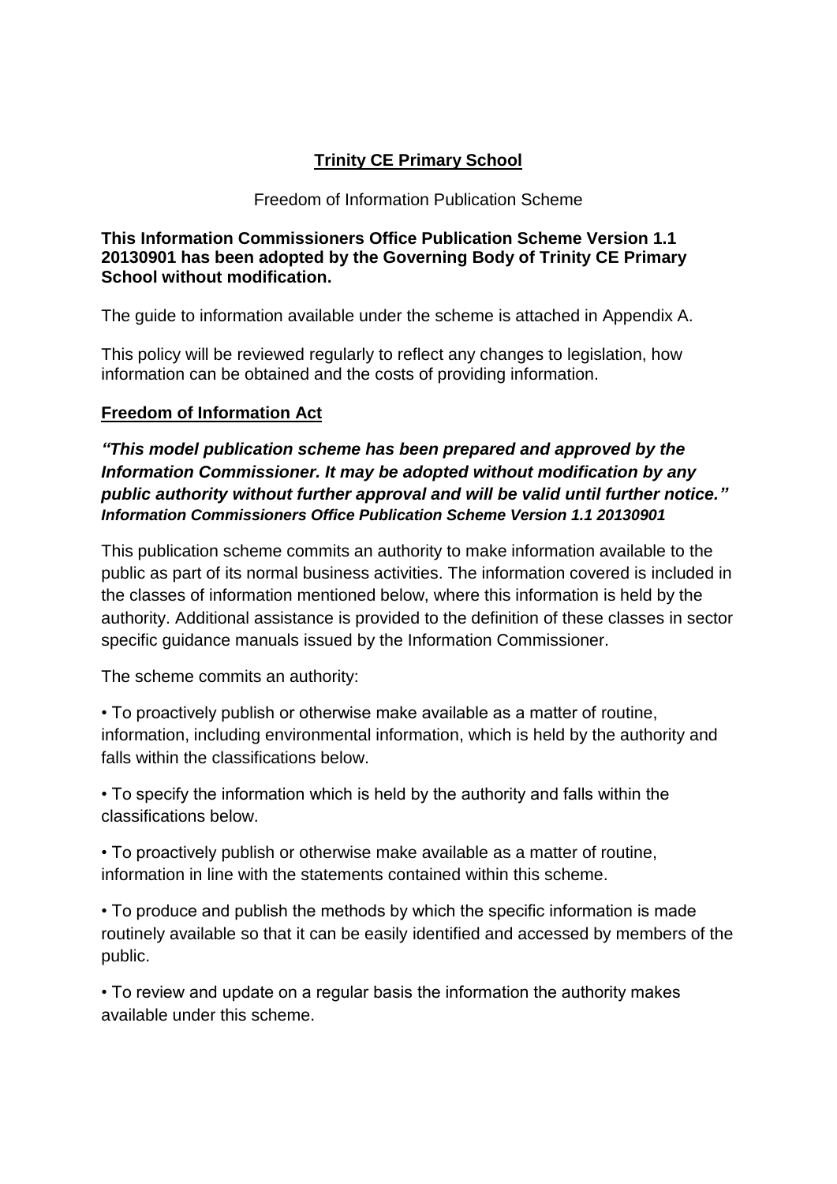# **Trinity CE Primary School**

Freedom of Information Publication Scheme

**This Information Commissioners Office Publication Scheme Version 1.1 20130901 has been adopted by the Governing Body of Trinity CE Primary School without modification.**

The guide to information available under the scheme is attached in Appendix A.

This policy will be reviewed regularly to reflect any changes to legislation, how information can be obtained and the costs of providing information.

## **Freedom of Information Act**

***"This model publication scheme has been prepared and approved by the Information Commissioner. It may be adopted without modification by any public authority without further approval and will be valid until further notice."***
***Information Commissioners Office Publication Scheme Version 1.1 20130901***

This publication scheme commits an authority to make information available to the public as part of its normal business activities. The information covered is included in the classes of information mentioned below, where this information is held by the authority. Additional assistance is provided to the definition of these classes in sector specific guidance manuals issued by the Information Commissioner.

The scheme commits an authority:

- To proactively publish or otherwise make available as a matter of routine, information, including environmental information, which is held by the authority and falls within the classifications below.
- To specify the information which is held by the authority and falls within the classifications below.
- To proactively publish or otherwise make available as a matter of routine, information in line with the statements contained within this scheme.
- To produce and publish the methods by which the specific information is made routinely available so that it can be easily identified and accessed by members of the public.
- To review and update on a regular basis the information the authority makes available under this scheme.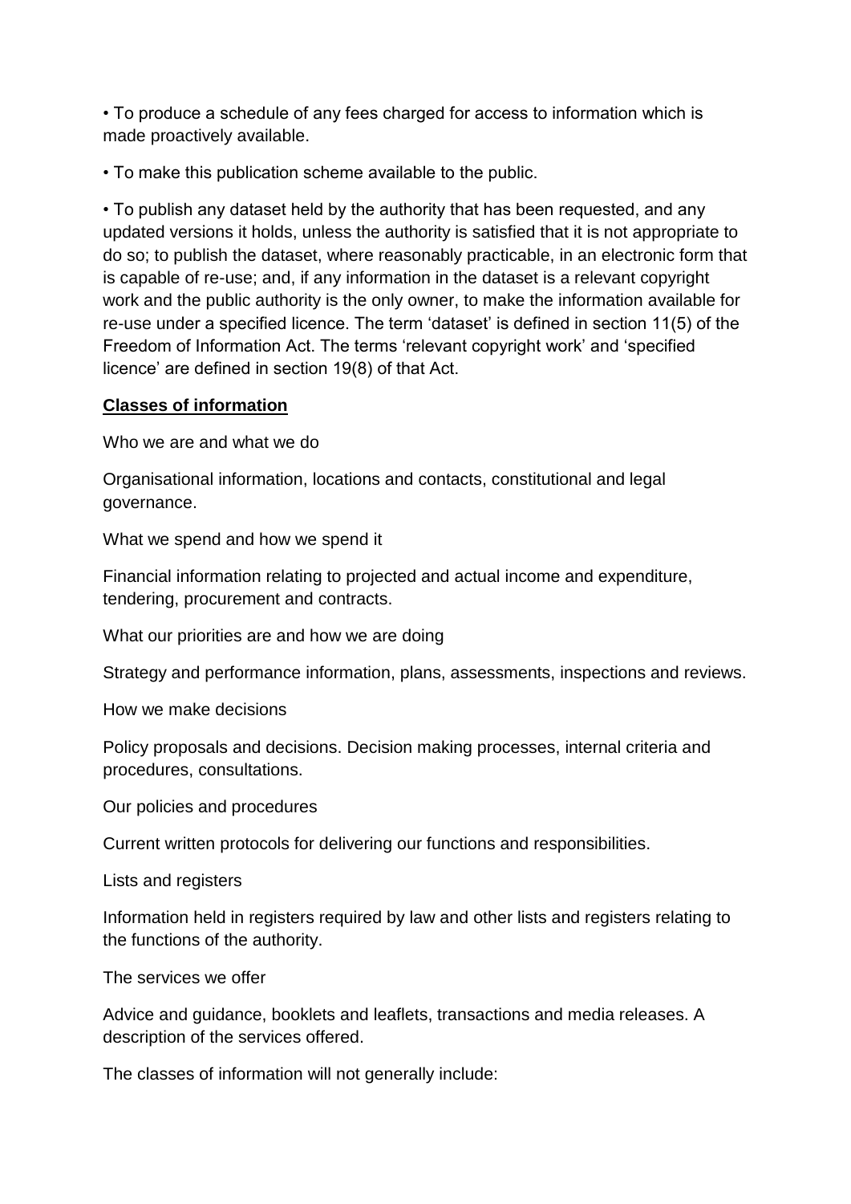- To produce a schedule of any fees charged for access to information which is made proactively available.

- To make this publication scheme available to the public.

- To publish any dataset held by the authority that has been requested, and any updated versions it holds, unless the authority is satisfied that it is not appropriate to do so; to publish the dataset, where reasonably practicable, in an electronic form that is capable of re-use; and, if any information in the dataset is a relevant copyright work and the public authority is the only owner, to make the information available for re-use under a specified licence. The term 'dataset' is defined in section 11(5) of the Freedom of Information Act. The terms 'relevant copyright work' and 'specified licence' are defined in section 19(8) of that Act.

## Classes of information

Who we are and what we do

Organisational information, locations and contacts, constitutional and legal governance.

What we spend and how we spend it

Financial information relating to projected and actual income and expenditure, tendering, procurement and contracts.

What our priorities are and how we are doing

Strategy and performance information, plans, assessments, inspections and reviews.

How we make decisions

Policy proposals and decisions. Decision making processes, internal criteria and procedures, consultations.

Our policies and procedures

Current written protocols for delivering our functions and responsibilities.

Lists and registers

Information held in registers required by law and other lists and registers relating to the functions of the authority.

The services we offer

Advice and guidance, booklets and leaflets, transactions and media releases. A description of the services offered.

The classes of information will not generally include: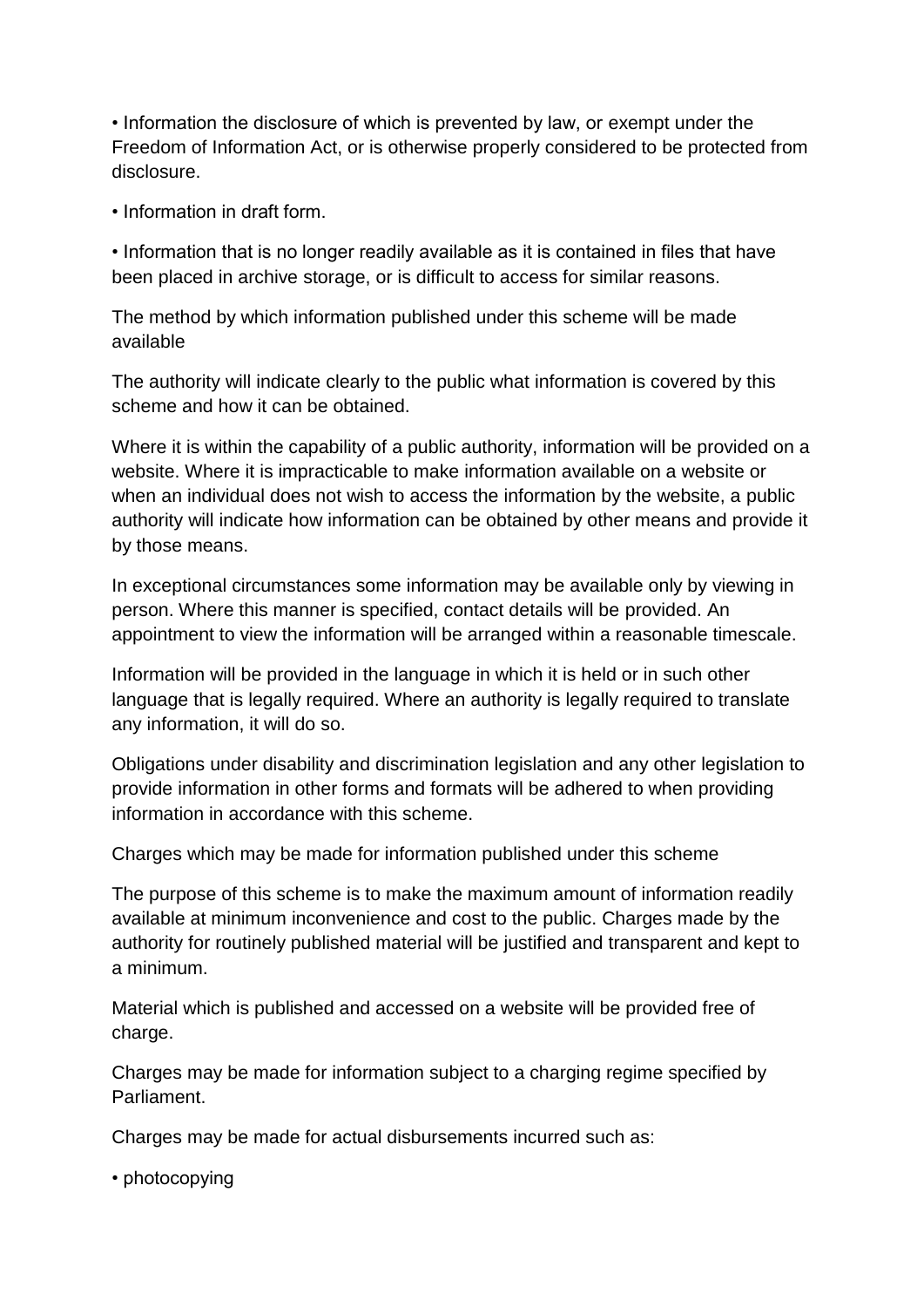- Information the disclosure of which is prevented by law, or exempt under the Freedom of Information Act, or is otherwise properly considered to be protected from disclosure.
- Information in draft form.
- Information that is no longer readily available as it is contained in files that have been placed in archive storage, or is difficult to access for similar reasons.

## The method by which information published under this scheme will be made available

The authority will indicate clearly to the public what information is covered by this scheme and how it can be obtained.

Where it is within the capability of a public authority, information will be provided on a website. Where it is impracticable to make information available on a website or when an individual does not wish to access the information by the website, a public authority will indicate how information can be obtained by other means and provide it by those means.

In exceptional circumstances some information may be available only by viewing in person. Where this manner is specified, contact details will be provided. An appointment to view the information will be arranged within a reasonable timescale.

Information will be provided in the language in which it is held or in such other language that is legally required. Where an authority is legally required to translate any information, it will do so.

Obligations under disability and discrimination legislation and any other legislation to provide information in other forms and formats will be adhered to when providing information in accordance with this scheme.

## Charges which may be made for information published under this scheme

The purpose of this scheme is to make the maximum amount of information readily available at minimum inconvenience and cost to the public. Charges made by the authority for routinely published material will be justified and transparent and kept to a minimum.

Material which is published and accessed on a website will be provided free of charge.

Charges may be made for information subject to a charging regime specified by Parliament.

Charges may be made for actual disbursements incurred such as:

- photocopying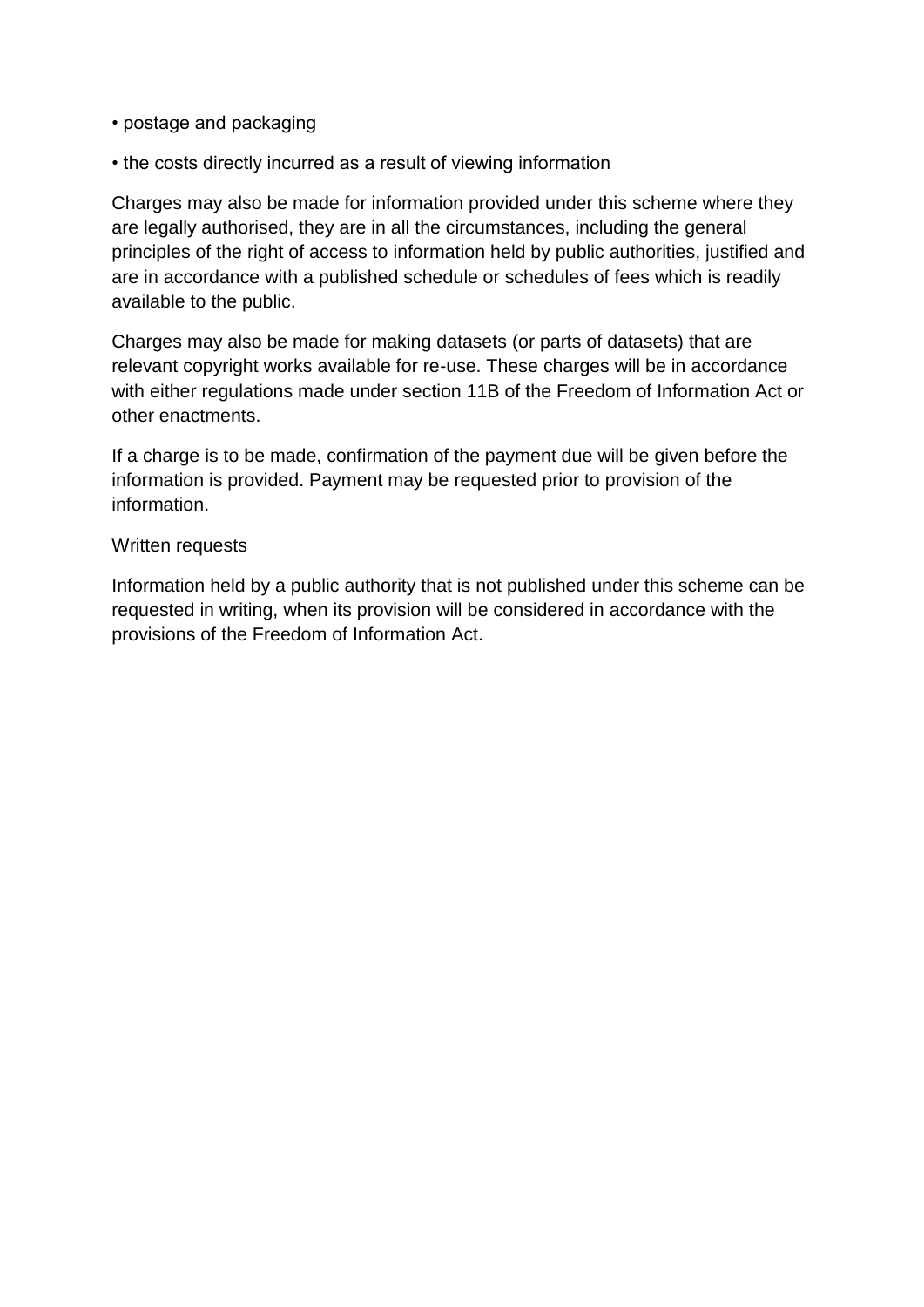- postage and packaging
- the costs directly incurred as a result of viewing information

Charges may also be made for information provided under this scheme where they are legally authorised, they are in all the circumstances, including the general principles of the right of access to information held by public authorities, justified and are in accordance with a published schedule or schedules of fees which is readily available to the public.

Charges may also be made for making datasets (or parts of datasets) that are relevant copyright works available for re-use. These charges will be in accordance with either regulations made under section 11B of the Freedom of Information Act or other enactments.

If a charge is to be made, confirmation of the payment due will be given before the information is provided. Payment may be requested prior to provision of the information.

Written requests

Information held by a public authority that is not published under this scheme can be requested in writing, when its provision will be considered in accordance with the provisions of the Freedom of Information Act.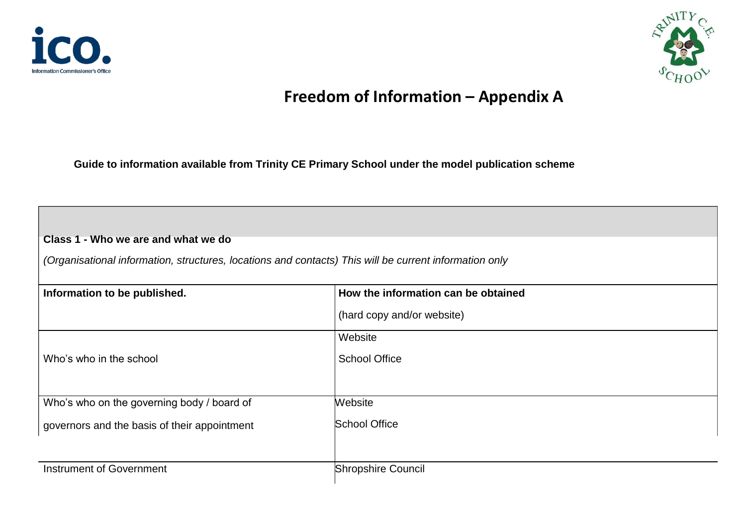# Freedom of Information – Appendix A

**Guide to information available from Trinity CE Primary School under the model publication scheme**

**Class 1 - Who we are and what we do**

*(Organisational information, structures, locations and contacts) This will be current information only*

| **Information to be published.** | **How the information can be obtained** (hard copy and/or website) |
|---|---|
| Who's who in the school | Website<br>School Office |
| Who's who on the governing body / board of governors and the basis of their appointment | Website<br>School Office |
| Instrument of Government | Shropshire Council |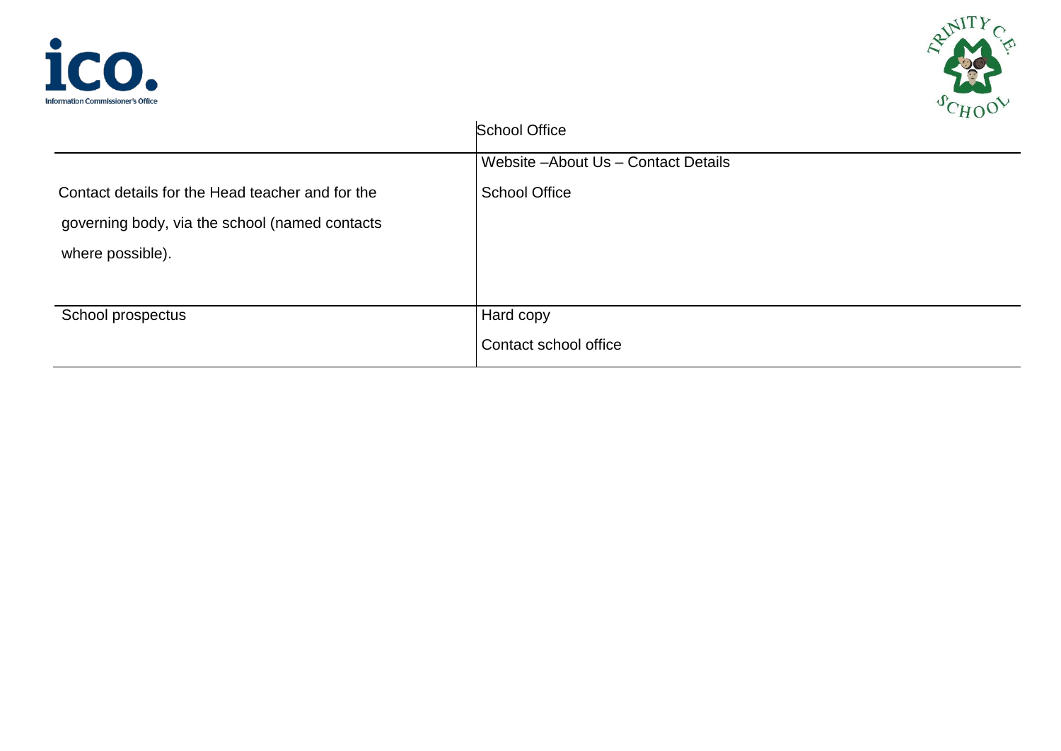| | |
|---|---|
| | School Office |
| Contact details for the Head teacher and for the governing body, via the school (named contacts where possible). | Website –About Us – Contact Details<br>School Office |
| School prospectus | Hard copy<br>Contact school office |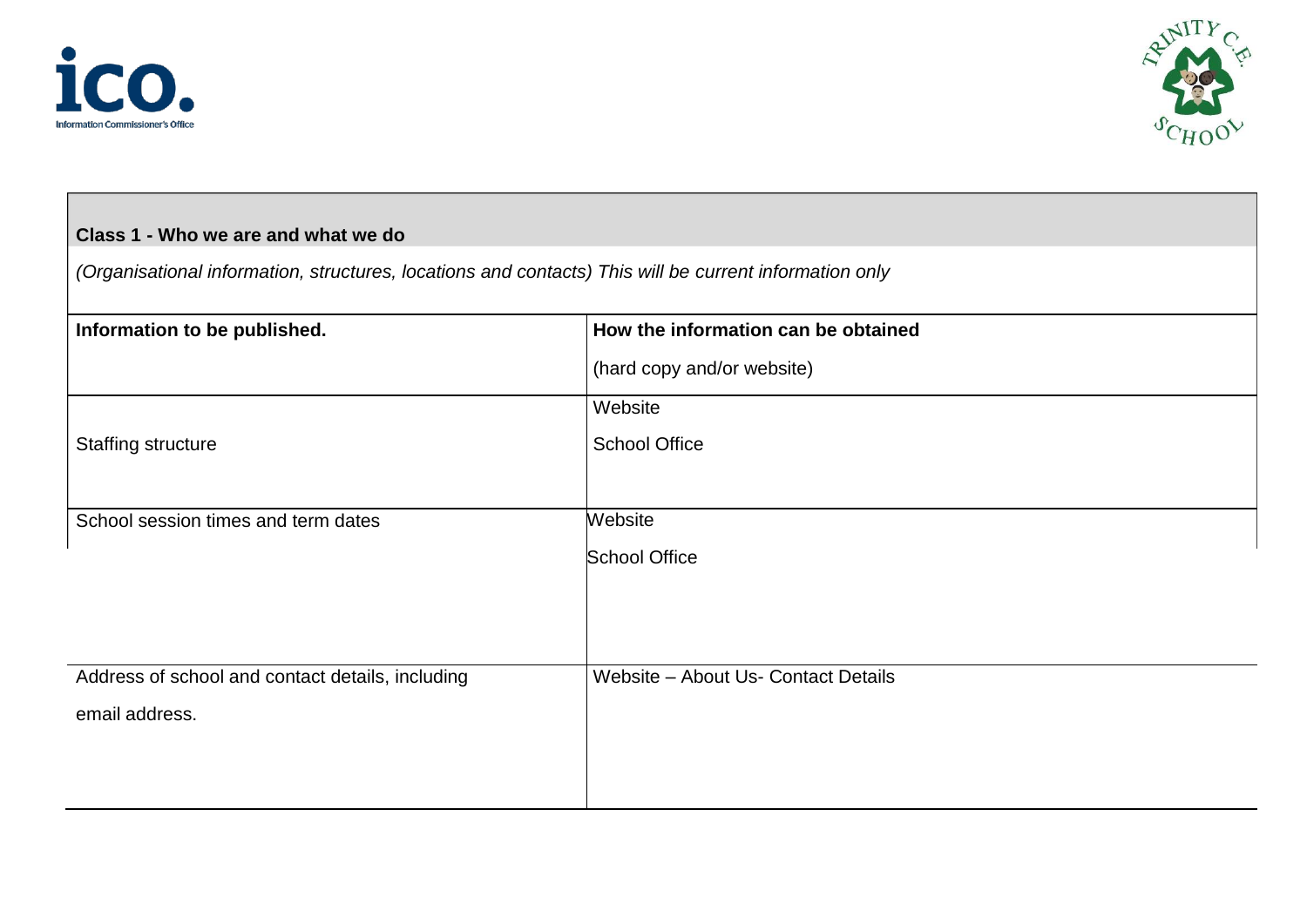| **Class 1 - Who we are and what we do** | |
|---|---|
| *(Organisational information, structures, locations and contacts) This will be current information only* | |
| **Information to be published.** | **How the information can be obtained**<br><br>(hard copy and/or website) |
| Staffing structure | Website<br><br>School Office |
| School session times and term dates | Website<br><br>School Office |
| Address of school and contact details, including email address. | Website – About Us- Contact Details |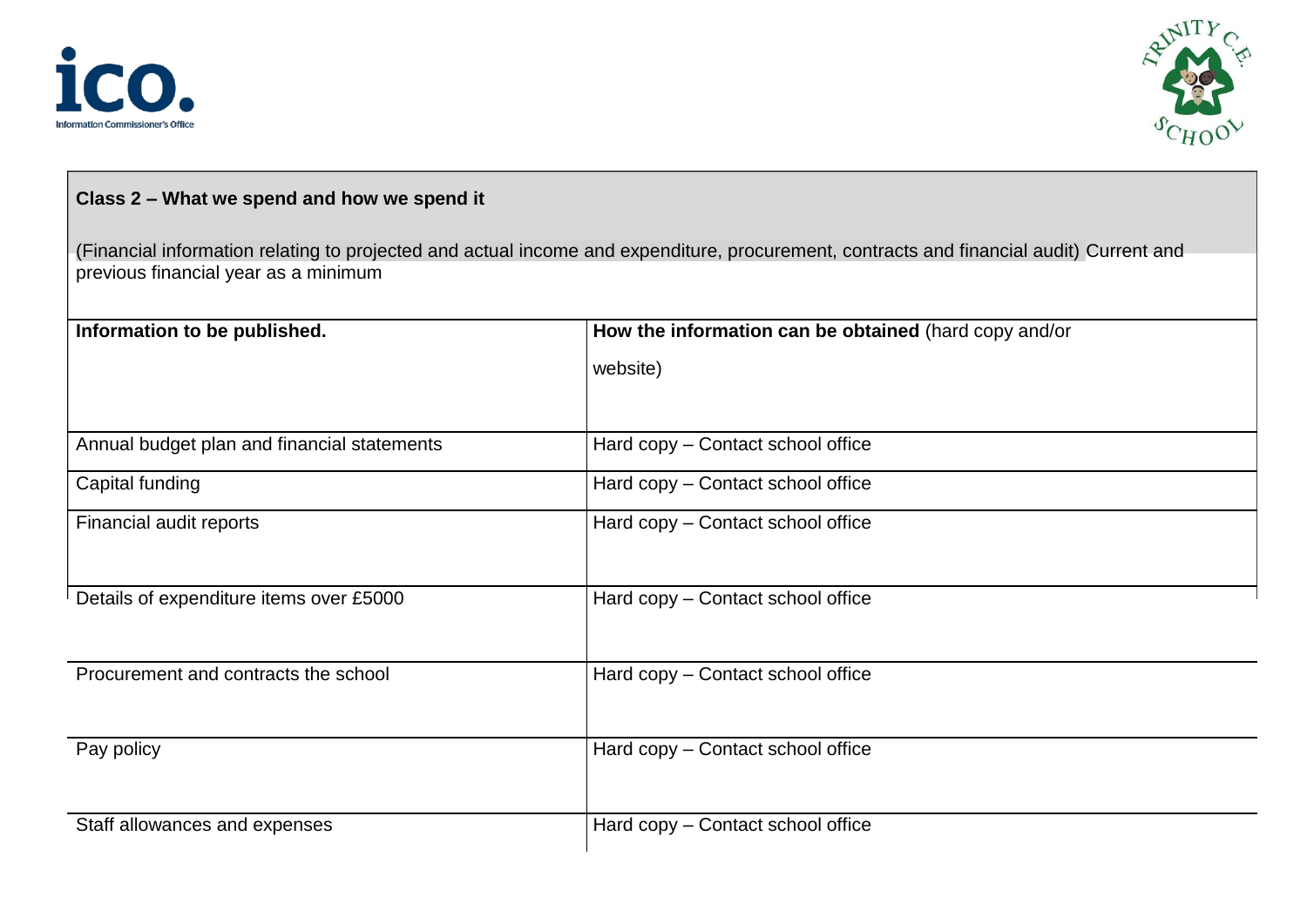**Class 2 – What we spend and how we spend it**

(Financial information relating to projected and actual income and expenditure, procurement, contracts and financial audit) Current and previous financial year as a minimum

| **Information to be published.** | **How the information can be obtained** (hard copy and/or website) |
|---|---|
| Annual budget plan and financial statements | Hard copy – Contact school office |
| Capital funding | Hard copy – Contact school office |
| Financial audit reports | Hard copy – Contact school office |
| Details of expenditure items over £5000 | Hard copy – Contact school office |
| Procurement and contracts the school | Hard copy – Contact school office |
| Pay policy | Hard copy – Contact school office |
| Staff allowances and expenses | Hard copy – Contact school office |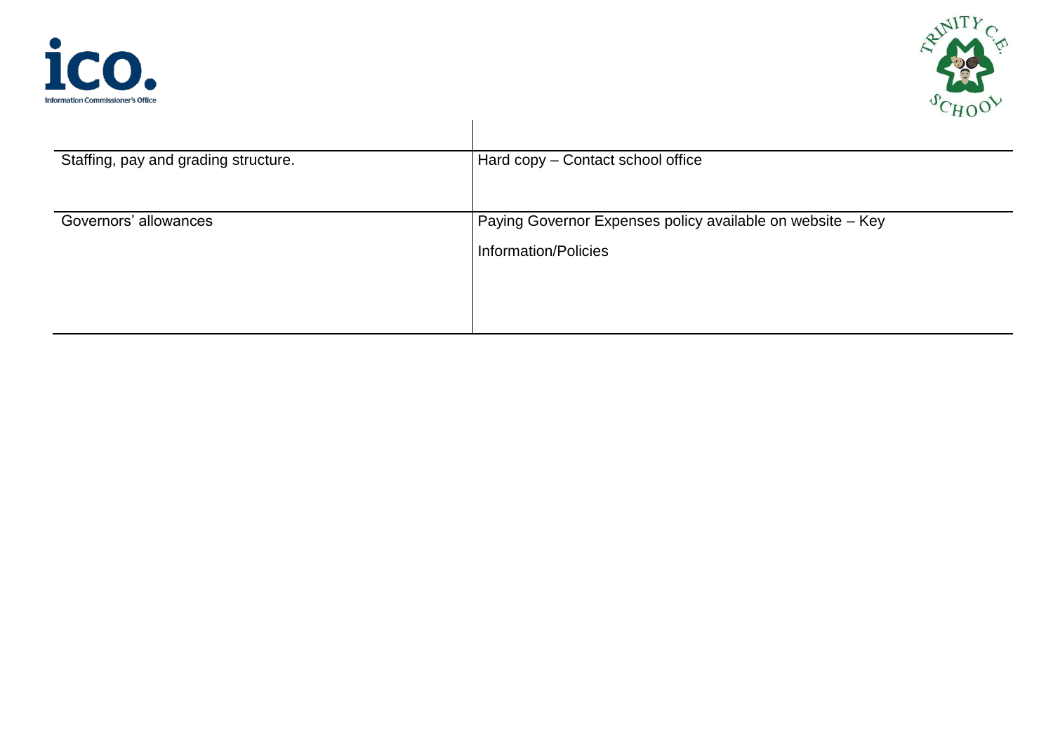| | |
|---|---|
| Staffing, pay and grading structure. | Hard copy – Contact school office |
| Governors' allowances | Paying Governor Expenses policy available on website – Key Information/Policies |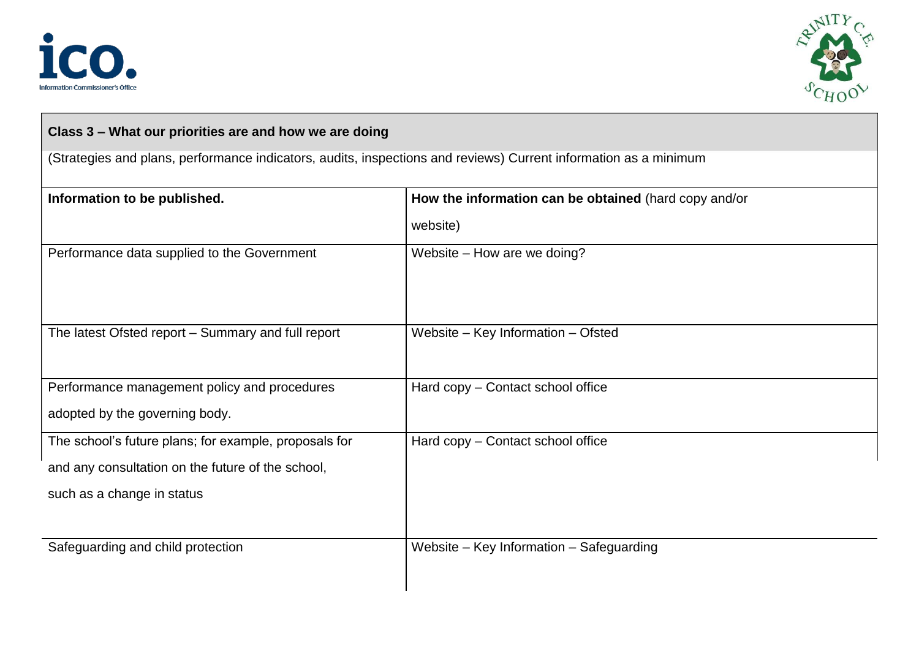## Class 3 – What our priorities are and how we are doing

(Strategies and plans, performance indicators, audits, inspections and reviews) Current information as a minimum

| **Information to be published.** | **How the information can be obtained** (hard copy and/or website) |
| --- | --- |
| Performance data supplied to the Government | Website – How are we doing? |
| The latest Ofsted report – Summary and full report | Website – Key Information – Ofsted |
| Performance management policy and procedures adopted by the governing body. | Hard copy – Contact school office |
| The school's future plans; for example, proposals for and any consultation on the future of the school, such as a change in status | Hard copy – Contact school office |
| Safeguarding and child protection | Website – Key Information – Safeguarding |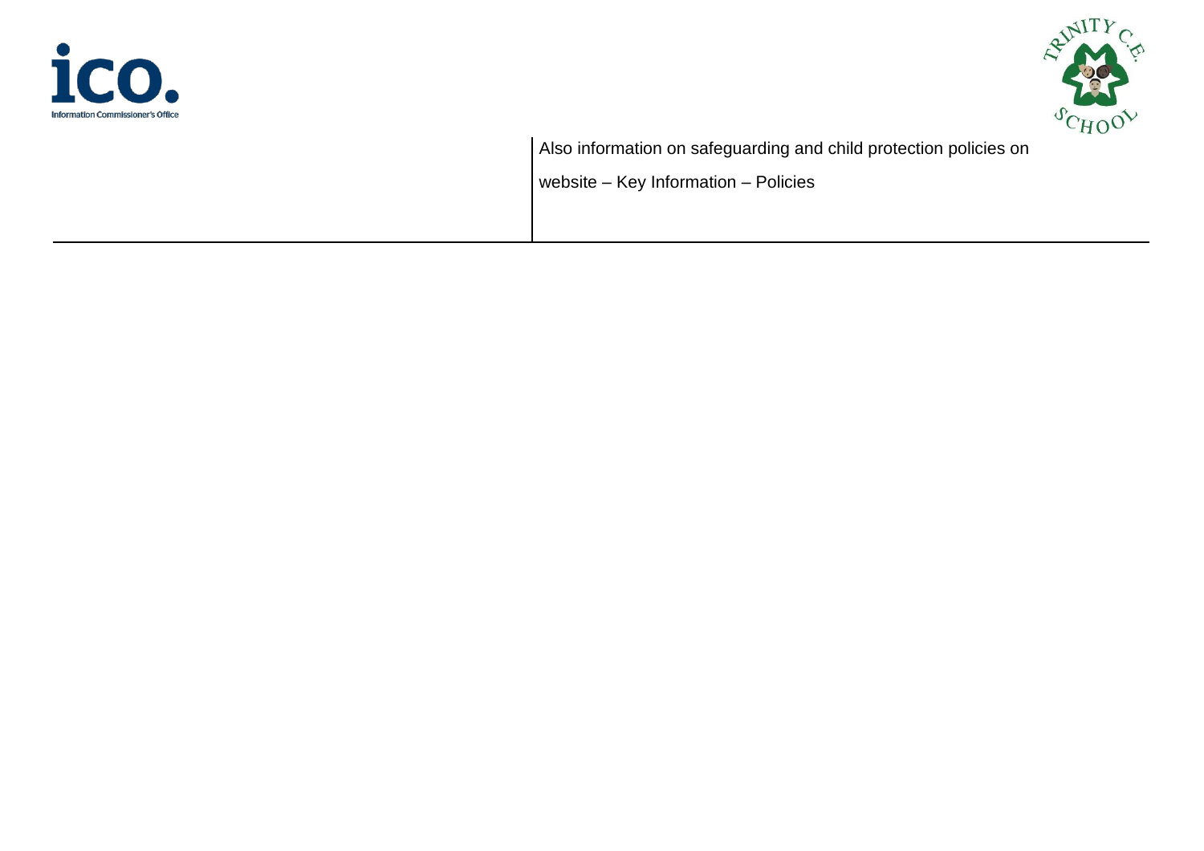| | |
|---|---|
| | Also information on safeguarding and child protection policies on website – Key Information – Policies |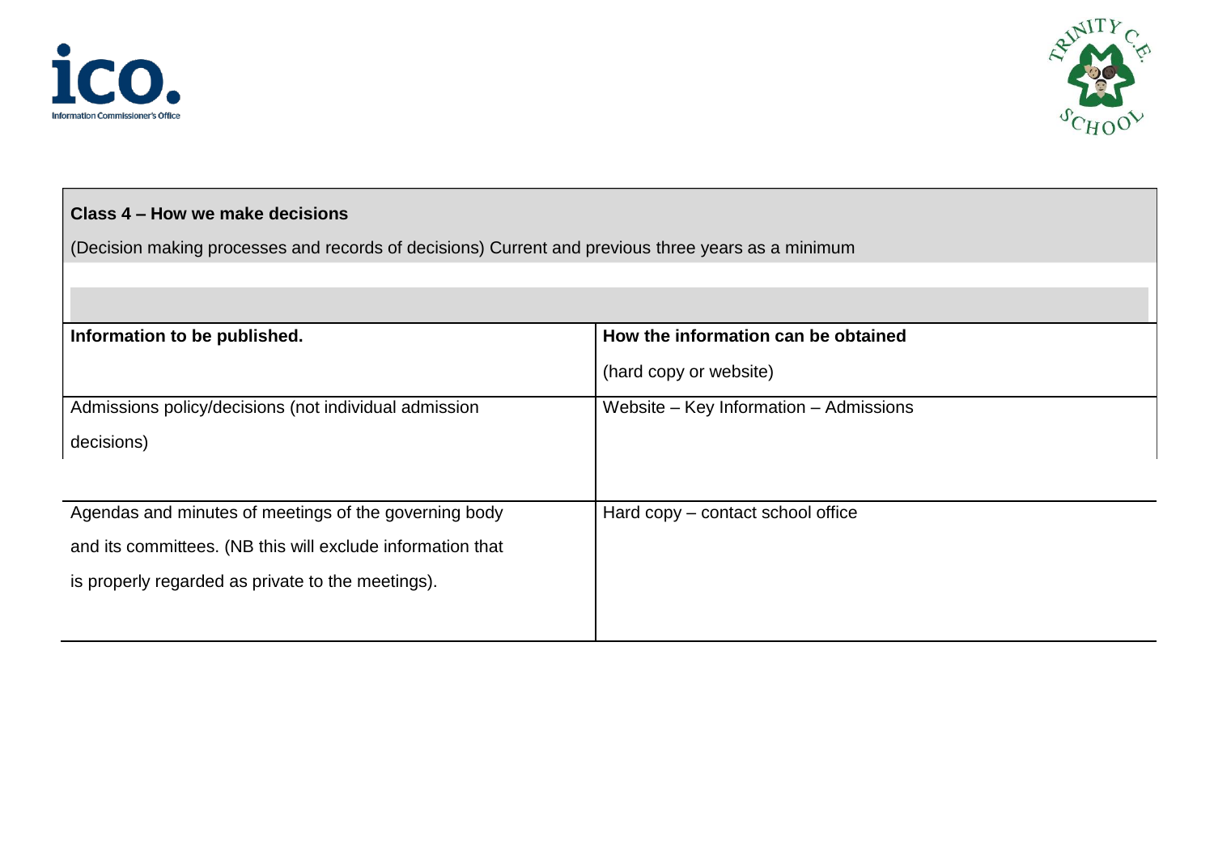**Class 4 – How we make decisions**

(Decision making processes and records of decisions) Current and previous three years as a minimum

| Information to be published. | How the information can be obtained (hard copy or website) |
|---|---|
| Admissions policy/decisions (not individual admission decisions) | Website – Key Information – Admissions |
| Agendas and minutes of meetings of the governing body and its committees. (NB this will exclude information that is properly regarded as private to the meetings). | Hard copy – contact school office |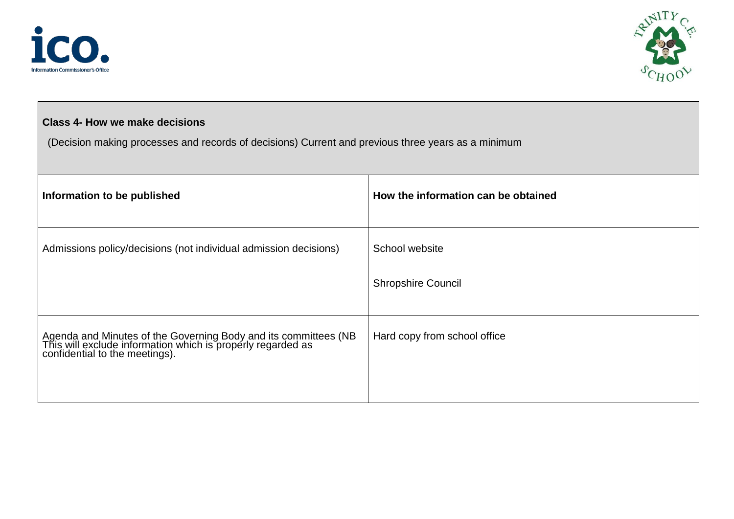**Class 4- How we make decisions**

(Decision making processes and records of decisions) Current and previous three years as a minimum

| Information to be published | How the information can be obtained |
| --- | --- |
| Admissions policy/decisions (not individual admission decisions) | School website<br><br>Shropshire Council |
| Agenda and Minutes of the Governing Body and its committees (NB This will exclude information which is properly regarded as confidential to the meetings). | Hard copy from school office |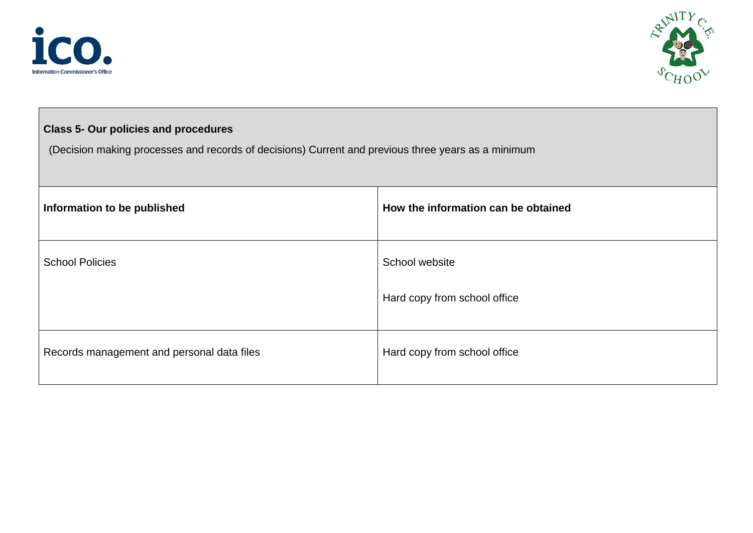| **Class 5- Our policies and procedures**<br><br>(Decision making processes and records of decisions) Current and previous three years as a minimum | |
|---|---|
| **Information to be published** | **How the information can be obtained** |
| School Policies | School website<br><br>Hard copy from school office |
| Records management and personal data files | Hard copy from school office |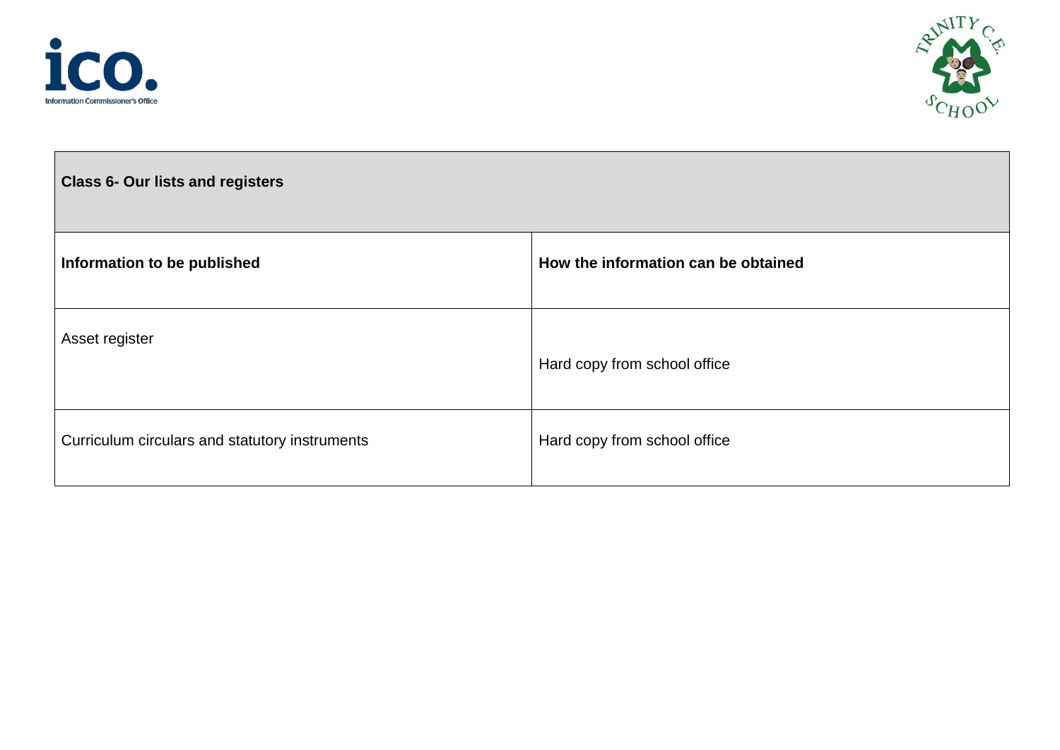| Class 6- Our lists and registers | |
|---|---|
| **Information to be published** | **How the information can be obtained** |
| Asset register | Hard copy from school office |
| Curriculum circulars and statutory instruments | Hard copy from school office |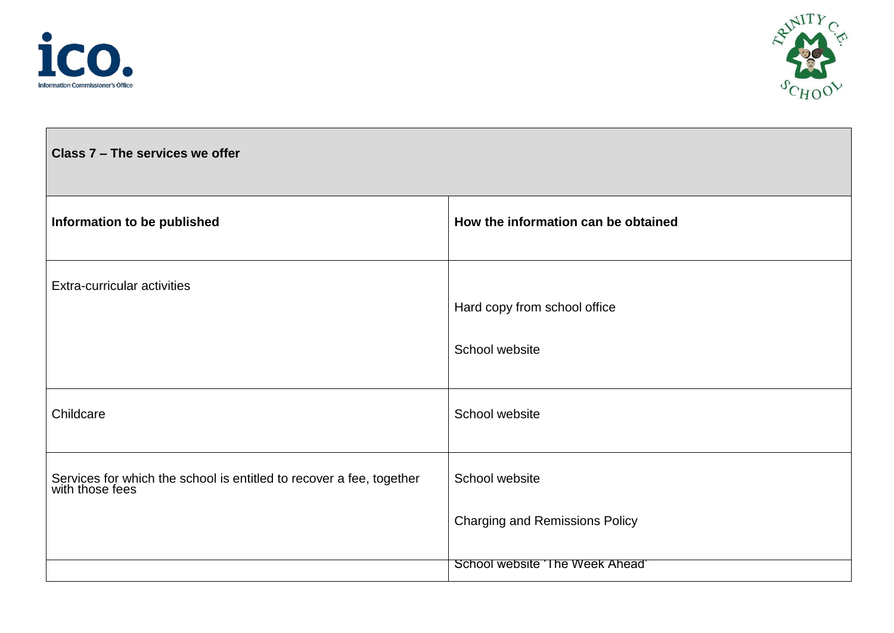| Class 7 – The services we offer | |
|---|---|
| **Information to be published** | **How the information can be obtained** |
| Extra-curricular activities | Hard copy from school office<br><br>School website |
| Childcare | School website |
| Services for which the school is entitled to recover a fee, together with those fees | School website<br><br>Charging and Remissions Policy<br><br>School website 'The Week Ahead' |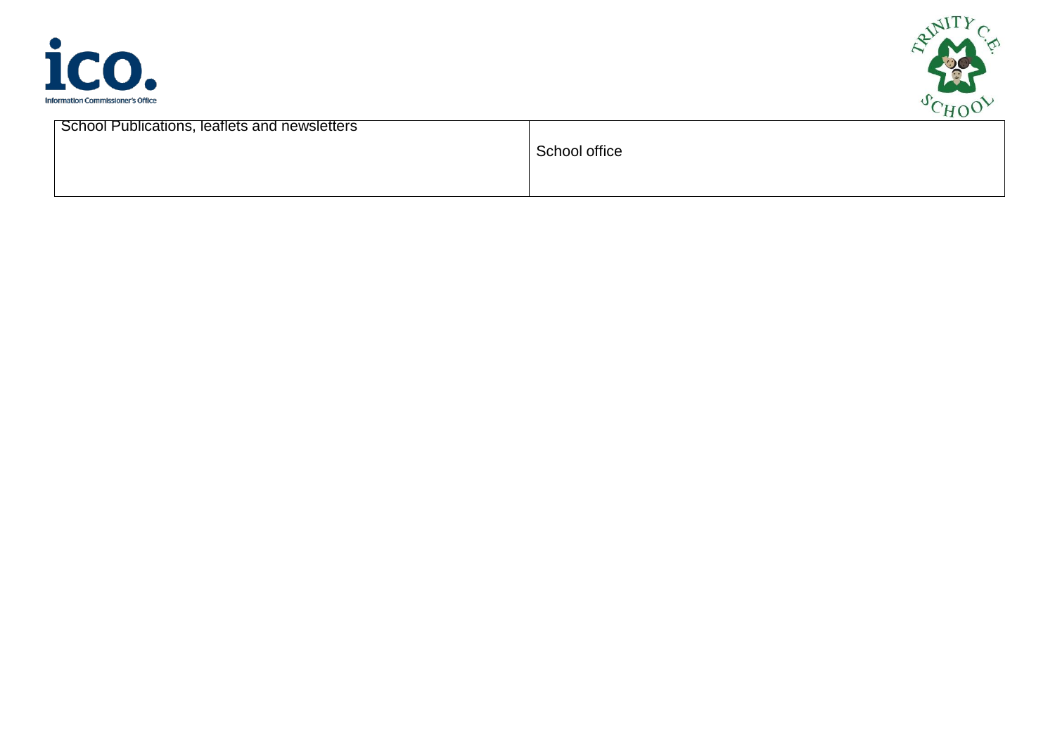| School Publications, leaflets and newsletters | School office |
| --- | --- |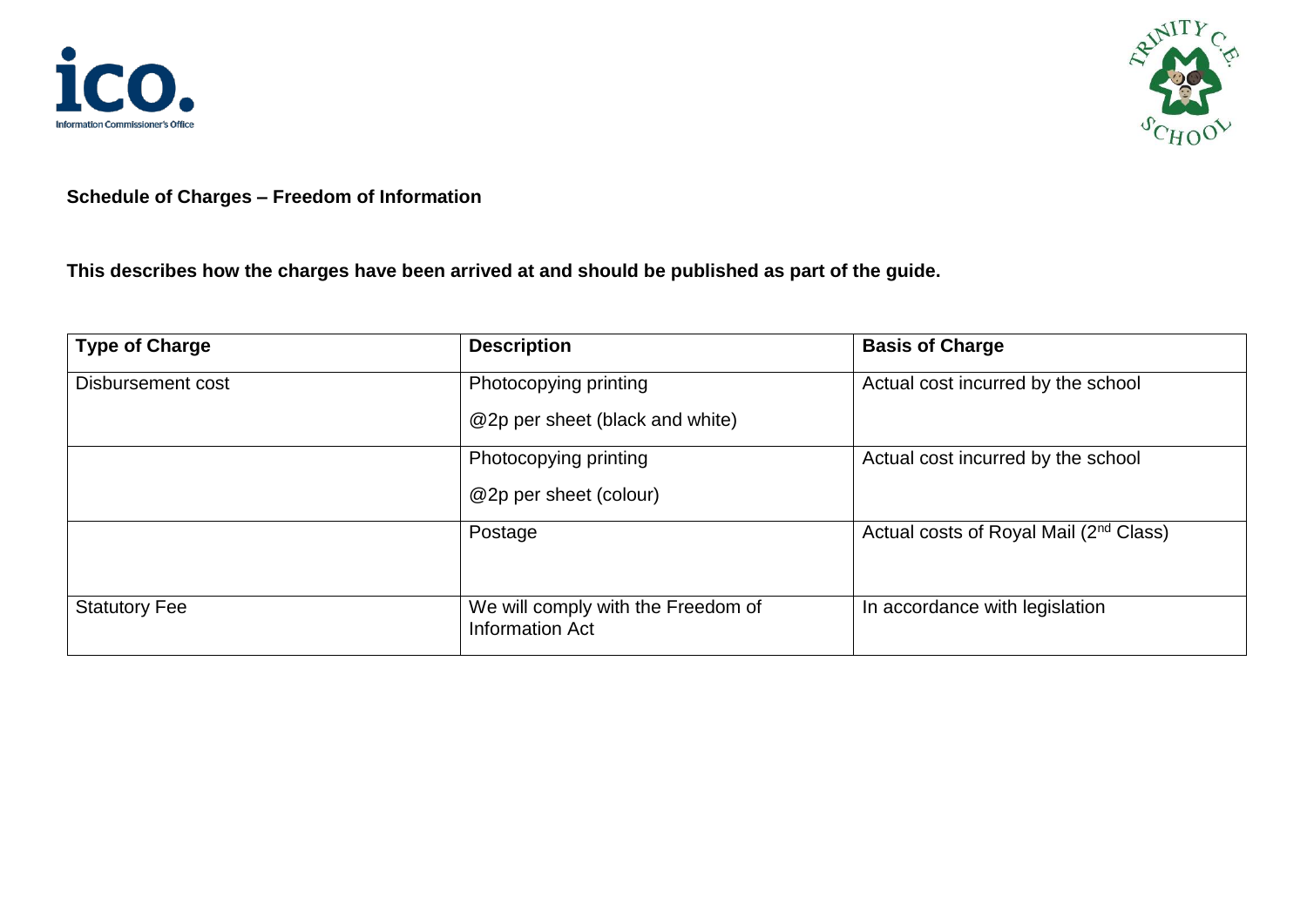**Schedule of Charges – Freedom of Information**

**This describes how the charges have been arrived at and should be published as part of the guide.**

| **Type of Charge** | **Description** | **Basis of Charge** |
|---|---|---|
| Disbursement cost | Photocopying printing<br>@2p per sheet (black and white) | Actual cost incurred by the school |
| | Photocopying printing<br>@2p per sheet (colour) | Actual cost incurred by the school |
| | Postage | Actual costs of Royal Mail (2nd Class) |
| Statutory Fee | We will comply with the Freedom of Information Act | In accordance with legislation |